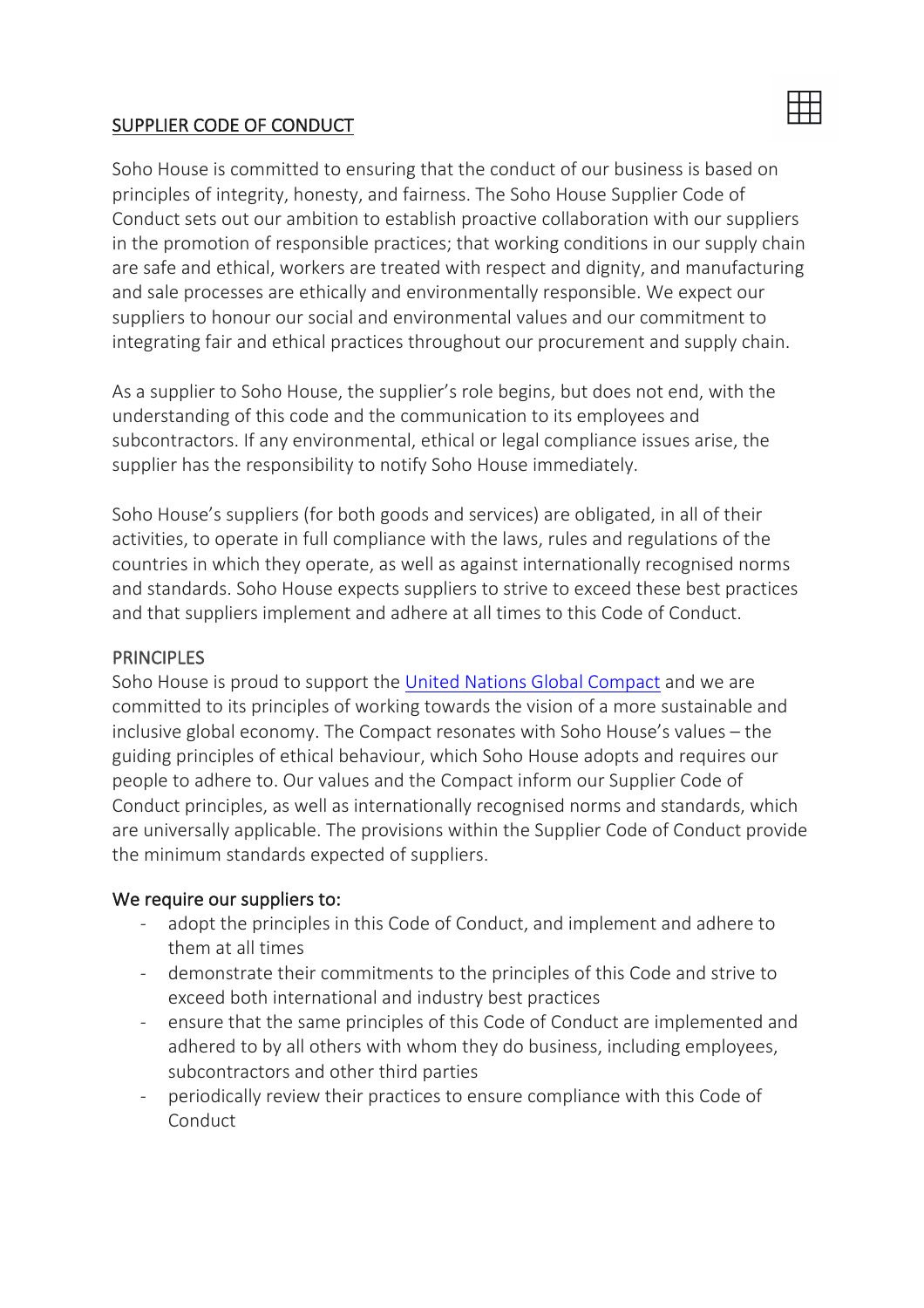## SUPPLIER CODE OF CONDUCT

Soho House is committed to ensuring that the conduct of our business is based on principles of integrity, honesty, and fairness. The Soho House Supplier Code of Conduct sets out our ambition to establish proactive collaboration with our suppliers in the promotion of responsible practices; that working conditions in our supply chain are safe and ethical, workers are treated with respect and dignity, and manufacturing and sale processes are ethically and environmentally responsible. We expect our suppliers to honour our social and environmental values and our commitment to integrating fair and ethical practices throughout our procurement and supply chain.

As a supplier to Soho House, the supplier's role begins, but does not end, with the understanding of this code and the communication to its employees and subcontractors. If any environmental, ethical or legal compliance issues arise, the supplier has the responsibility to notify Soho House immediately.

Soho House's suppliers (for both goods and services) are obligated, in all of their activities, to operate in full compliance with the laws, rules and regulations of the countries in which they operate, as well as against internationally recognised norms and standards. Soho House expects suppliers to strive to exceed these best practices and that suppliers implement and adhere at all times to this Code of Conduct.

### PRINCIPLES

Soho House is proud to support the United Nations Global Compact and we are committed to its principles of working towards the vision of a more sustainable and inclusive global economy. The Compact resonates with Soho House's values – the guiding principles of ethical behaviour, which Soho House adopts and requires our people to adhere to. Our values and the Compact inform our Supplier Code of Conduct principles, as well as internationally recognised norms and standards, which are universally applicable. The provisions within the Supplier Code of Conduct provide the minimum standards expected of suppliers.

### We require our suppliers to:

- adopt the principles in this Code of Conduct, and implement and adhere to them at all times
- demonstrate their commitments to the principles of this Code and strive to exceed both international and industry best practices
- ensure that the same principles of this Code of Conduct are implemented and adhered to by all others with whom they do business, including employees, subcontractors and other third parties
- periodically review their practices to ensure compliance with this Code of Conduct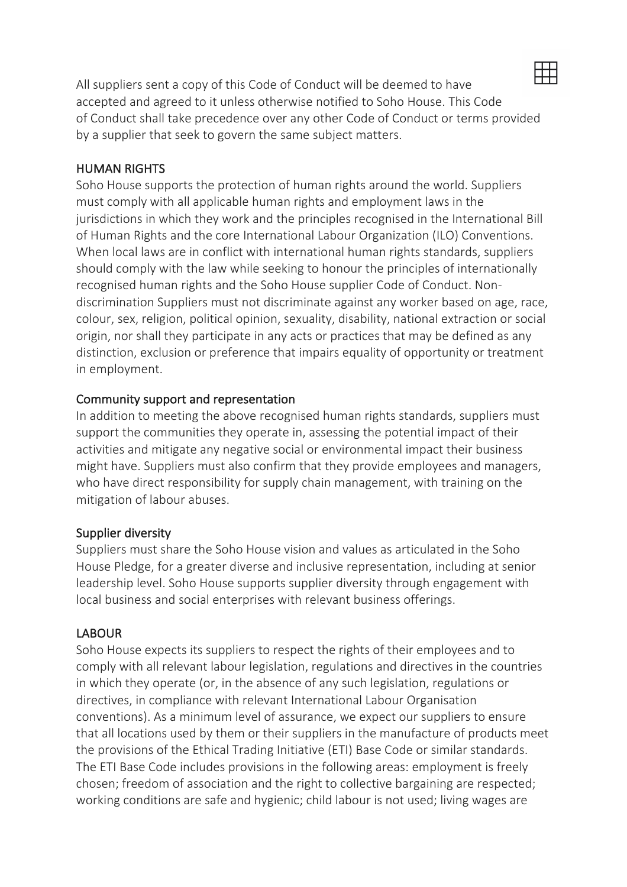All suppliers sent a copy of this Code of Conduct will be deemed to have accepted and agreed to it unless otherwise notified to Soho House. This Code of Conduct shall take precedence over any other Code of Conduct or terms provided by a supplier that seek to govern the same subject matters.

## HUMAN RIGHTS

Soho House supports the protection of human rights around the world. Suppliers must comply with all applicable human rights and employment laws in the jurisdictions in which they work and the principles recognised in the International Bill of Human Rights and the core International Labour Organization (ILO) Conventions. When local laws are in conflict with international human rights standards, suppliers should comply with the law while seeking to honour the principles of internationally recognised human rights and the Soho House supplier Code of Conduct. Non-discrimination Suppliers must not discriminate against any worker based on age, race, colour, sex, religion, political opinion, sexuality, disability, national extraction or social origin, nor shall they participate in any acts or practices that may be defined as any distinction, exclusion or preference that impairs equality of opportunity or treatment in employment.

### Community support and representation

In addition to meeting the above recognised human rights standards, suppliers must support the communities they operate in, assessing the potential impact of their activities and mitigate any negative social or environmental impact their business might have. Suppliers must also confirm that they provide employees and managers, who have direct responsibility for supply chain management, with training on the mitigation of labour abuses.

### Supplier diversity

Suppliers must share the Soho House vision and values as articulated in the Soho House Pledge, for a greater diverse and inclusive representation, including at senior leadership level. Soho House supports supplier diversity through engagement with local business and social enterprises with relevant business offerings.

## LABOUR

Soho House expects its suppliers to respect the rights of their employees and to comply with all relevant labour legislation, regulations and directives in the countries in which they operate (or, in the absence of any such legislation, regulations or directives, in compliance with relevant International Labour Organisation conventions). As a minimum level of assurance, we expect our suppliers to ensure that all locations used by them or their suppliers in the manufacture of products meet the provisions of the Ethical Trading Initiative (ETI) Base Code or similar standards. The ETI Base Code includes provisions in the following areas: employment is freely chosen; freedom of association and the right to collective bargaining are respected; working conditions are safe and hygienic; child labour is not used; living wages are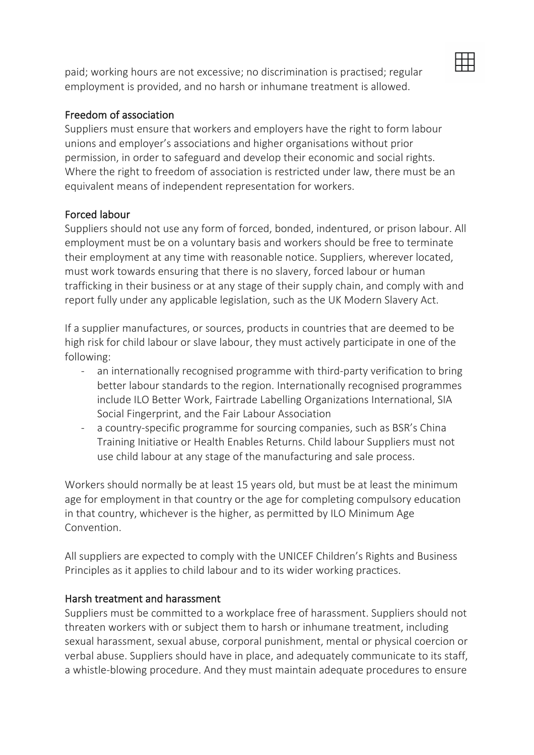paid; working hours are not excessive; no discrimination is practised; regular employment is provided, and no harsh or inhumane treatment is allowed.

## Freedom of association

Suppliers must ensure that workers and employers have the right to form labour unions and employer's associations and higher organisations without prior permission, in order to safeguard and develop their economic and social rights. Where the right to freedom of association is restricted under law, there must be an equivalent means of independent representation for workers.

## Forced labour

Suppliers should not use any form of forced, bonded, indentured, or prison labour. All employment must be on a voluntary basis and workers should be free to terminate their employment at any time with reasonable notice. Suppliers, wherever located, must work towards ensuring that there is no slavery, forced labour or human trafficking in their business or at any stage of their supply chain, and comply with and report fully under any applicable legislation, such as the UK Modern Slavery Act.

If a supplier manufactures, or sources, products in countries that are deemed to be high risk for child labour or slave labour, they must actively participate in one of the following:

- an internationally recognised programme with third-party verification to bring better labour standards to the region. Internationally recognised programmes include ILO Better Work, Fairtrade Labelling Organizations International, SIA Social Fingerprint, and the Fair Labour Association
- a country-specific programme for sourcing companies, such as BSR's China Training Initiative or Health Enables Returns. Child labour Suppliers must not use child labour at any stage of the manufacturing and sale process.

Workers should normally be at least 15 years old, but must be at least the minimum age for employment in that country or the age for completing compulsory education in that country, whichever is the higher, as permitted by ILO Minimum Age Convention.

All suppliers are expected to comply with the UNICEF Children's Rights and Business Principles as it applies to child labour and to its wider working practices.

## Harsh treatment and harassment

Suppliers must be committed to a workplace free of harassment. Suppliers should not threaten workers with or subject them to harsh or inhumane treatment, including sexual harassment, sexual abuse, corporal punishment, mental or physical coercion or verbal abuse. Suppliers should have in place, and adequately communicate to its staff, a whistle-blowing procedure. And they must maintain adequate procedures to ensure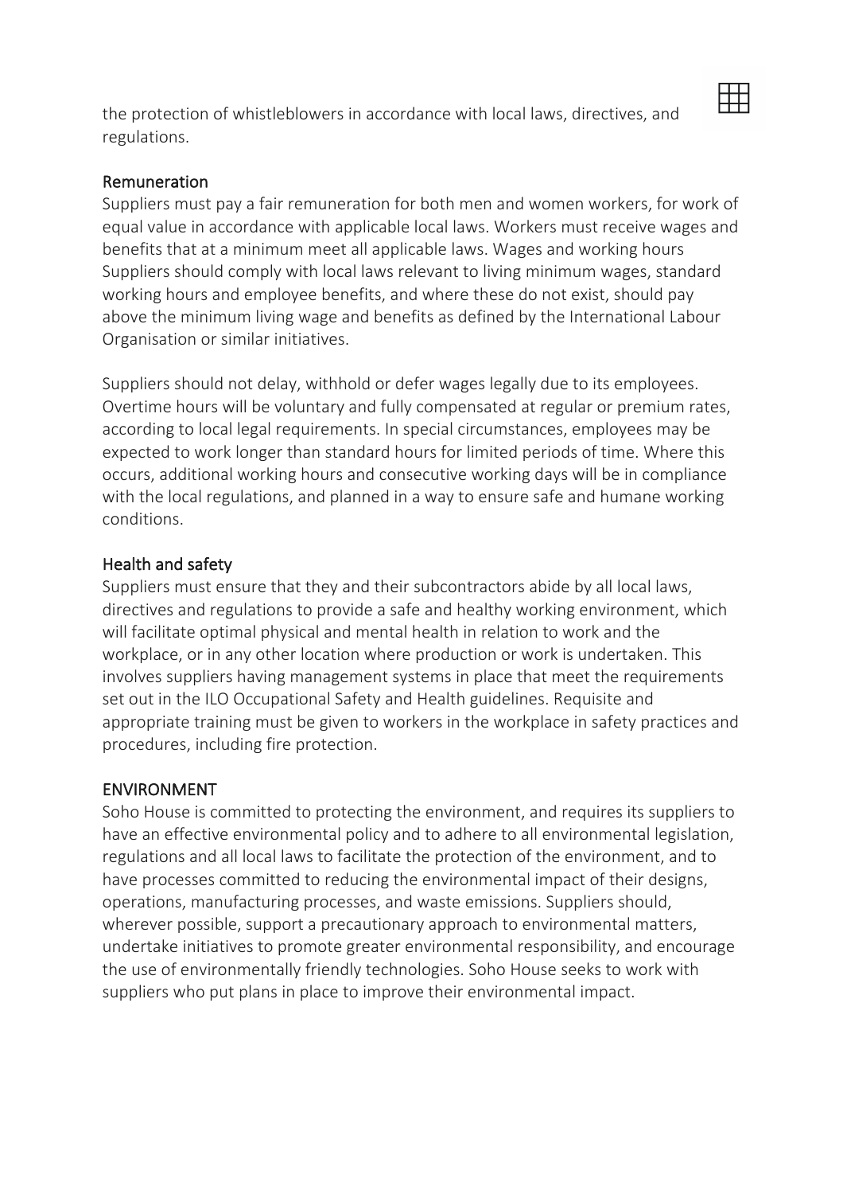the protection of whistleblowers in accordance with local laws, directives, and regulations.

### Remuneration

Suppliers must pay a fair remuneration for both men and women workers, for work of equal value in accordance with applicable local laws. Workers must receive wages and benefits that at a minimum meet all applicable laws. Wages and working hours Suppliers should comply with local laws relevant to living minimum wages, standard working hours and employee benefits, and where these do not exist, should pay above the minimum living wage and benefits as defined by the International Labour Organisation or similar initiatives.

Suppliers should not delay, withhold or defer wages legally due to its employees. Overtime hours will be voluntary and fully compensated at regular or premium rates, according to local legal requirements. In special circumstances, employees may be expected to work longer than standard hours for limited periods of time. Where this occurs, additional working hours and consecutive working days will be in compliance with the local regulations, and planned in a way to ensure safe and humane working conditions.

### Health and safety

Suppliers must ensure that they and their subcontractors abide by all local laws, directives and regulations to provide a safe and healthy working environment, which will facilitate optimal physical and mental health in relation to work and the workplace, or in any other location where production or work is undertaken. This involves suppliers having management systems in place that meet the requirements set out in the ILO Occupational Safety and Health guidelines. Requisite and appropriate training must be given to workers in the workplace in safety practices and procedures, including fire protection.

## ENVIRONMENT

Soho House is committed to protecting the environment, and requires its suppliers to have an effective environmental policy and to adhere to all environmental legislation, regulations and all local laws to facilitate the protection of the environment, and to have processes committed to reducing the environmental impact of their designs, operations, manufacturing processes, and waste emissions. Suppliers should, wherever possible, support a precautionary approach to environmental matters, undertake initiatives to promote greater environmental responsibility, and encourage the use of environmentally friendly technologies. Soho House seeks to work with suppliers who put plans in place to improve their environmental impact.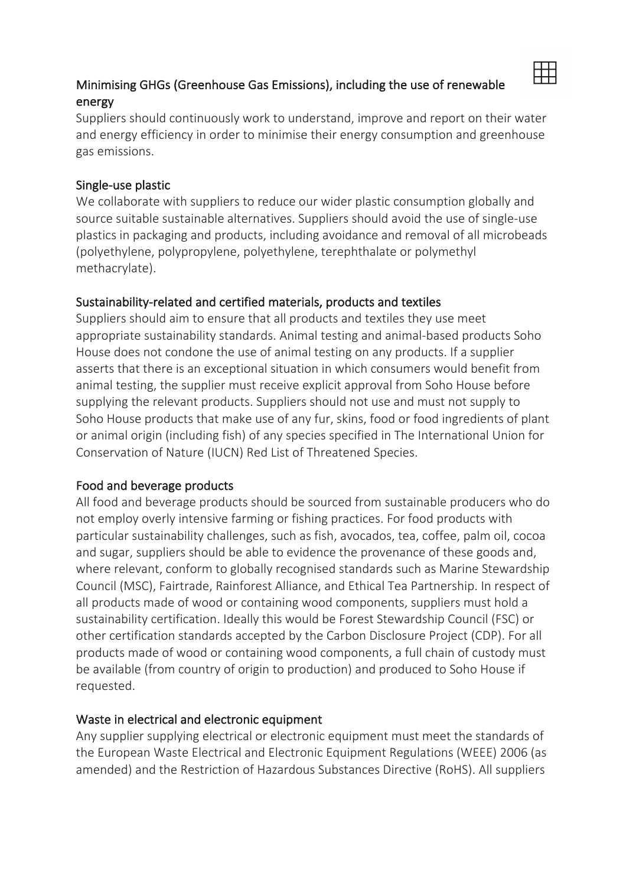### Minimising GHGs (Greenhouse Gas Emissions), including the use of renewable energy

Suppliers should continuously work to understand, improve and report on their water and energy efficiency in order to minimise their energy consumption and greenhouse gas emissions.

### Single-use plastic

We collaborate with suppliers to reduce our wider plastic consumption globally and source suitable sustainable alternatives. Suppliers should avoid the use of single-use plastics in packaging and products, including avoidance and removal of all microbeads (polyethylene, polypropylene, polyethylene, terephthalate or polymethyl methacrylate).

### Sustainability-related and certified materials, products and textiles

Suppliers should aim to ensure that all products and textiles they use meet appropriate sustainability standards. Animal testing and animal-based products Soho House does not condone the use of animal testing on any products. If a supplier asserts that there is an exceptional situation in which consumers would benefit from animal testing, the supplier must receive explicit approval from Soho House before supplying the relevant products. Suppliers should not use and must not supply to Soho House products that make use of any fur, skins, food or food ingredients of plant or animal origin (including fish) of any species specified in The International Union for Conservation of Nature (IUCN) Red List of Threatened Species.

### Food and beverage products

All food and beverage products should be sourced from sustainable producers who do not employ overly intensive farming or fishing practices. For food products with particular sustainability challenges, such as fish, avocados, tea, coffee, palm oil, cocoa and sugar, suppliers should be able to evidence the provenance of these goods and, where relevant, conform to globally recognised standards such as Marine Stewardship Council (MSC), Fairtrade, Rainforest Alliance, and Ethical Tea Partnership. In respect of all products made of wood or containing wood components, suppliers must hold a sustainability certification. Ideally this would be Forest Stewardship Council (FSC) or other certification standards accepted by the Carbon Disclosure Project (CDP). For all products made of wood or containing wood components, a full chain of custody must be available (from country of origin to production) and produced to Soho House if requested.

### Waste in electrical and electronic equipment

Any supplier supplying electrical or electronic equipment must meet the standards of the European Waste Electrical and Electronic Equipment Regulations (WEEE) 2006 (as amended) and the Restriction of Hazardous Substances Directive (RoHS). All suppliers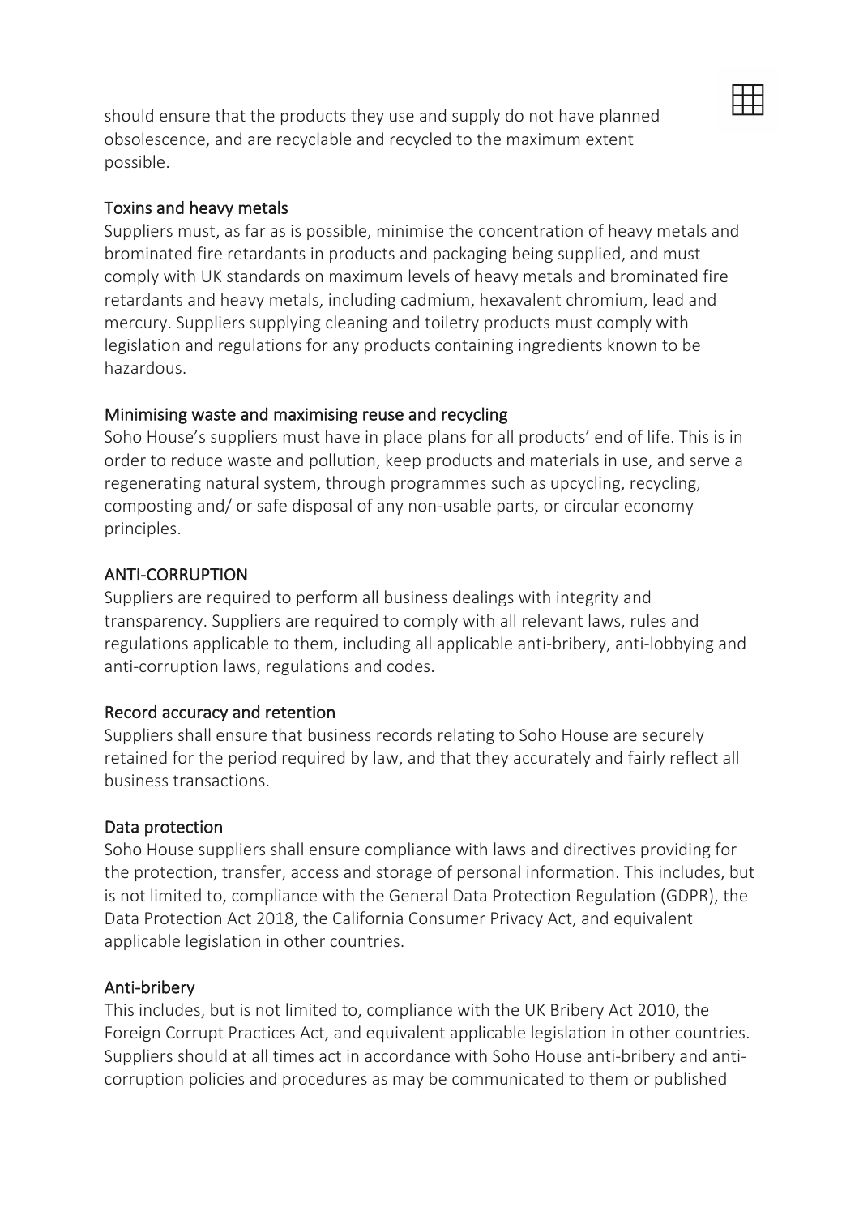should ensure that the products they use and supply do not have planned obsolescence, and are recyclable and recycled to the maximum extent possible.

### Toxins and heavy metals

Suppliers must, as far as is possible, minimise the concentration of heavy metals and brominated fire retardants in products and packaging being supplied, and must comply with UK standards on maximum levels of heavy metals and brominated fire retardants and heavy metals, including cadmium, hexavalent chromium, lead and mercury. Suppliers supplying cleaning and toiletry products must comply with legislation and regulations for any products containing ingredients known to be hazardous.

### Minimising waste and maximising reuse and recycling

Soho House's suppliers must have in place plans for all products' end of life. This is in order to reduce waste and pollution, keep products and materials in use, and serve a regenerating natural system, through programmes such as upcycling, recycling, composting and/ or safe disposal of any non-usable parts, or circular economy principles.

## ANTI-CORRUPTION

Suppliers are required to perform all business dealings with integrity and transparency. Suppliers are required to comply with all relevant laws, rules and regulations applicable to them, including all applicable anti-bribery, anti-lobbying and anti-corruption laws, regulations and codes.

### Record accuracy and retention

Suppliers shall ensure that business records relating to Soho House are securely retained for the period required by law, and that they accurately and fairly reflect all business transactions.

### Data protection

Soho House suppliers shall ensure compliance with laws and directives providing for the protection, transfer, access and storage of personal information. This includes, but is not limited to, compliance with the General Data Protection Regulation (GDPR), the Data Protection Act 2018, the California Consumer Privacy Act, and equivalent applicable legislation in other countries.

### Anti-bribery

This includes, but is not limited to, compliance with the UK Bribery Act 2010, the Foreign Corrupt Practices Act, and equivalent applicable legislation in other countries. Suppliers should at all times act in accordance with Soho House anti-bribery and anti-corruption policies and procedures as may be communicated to them or published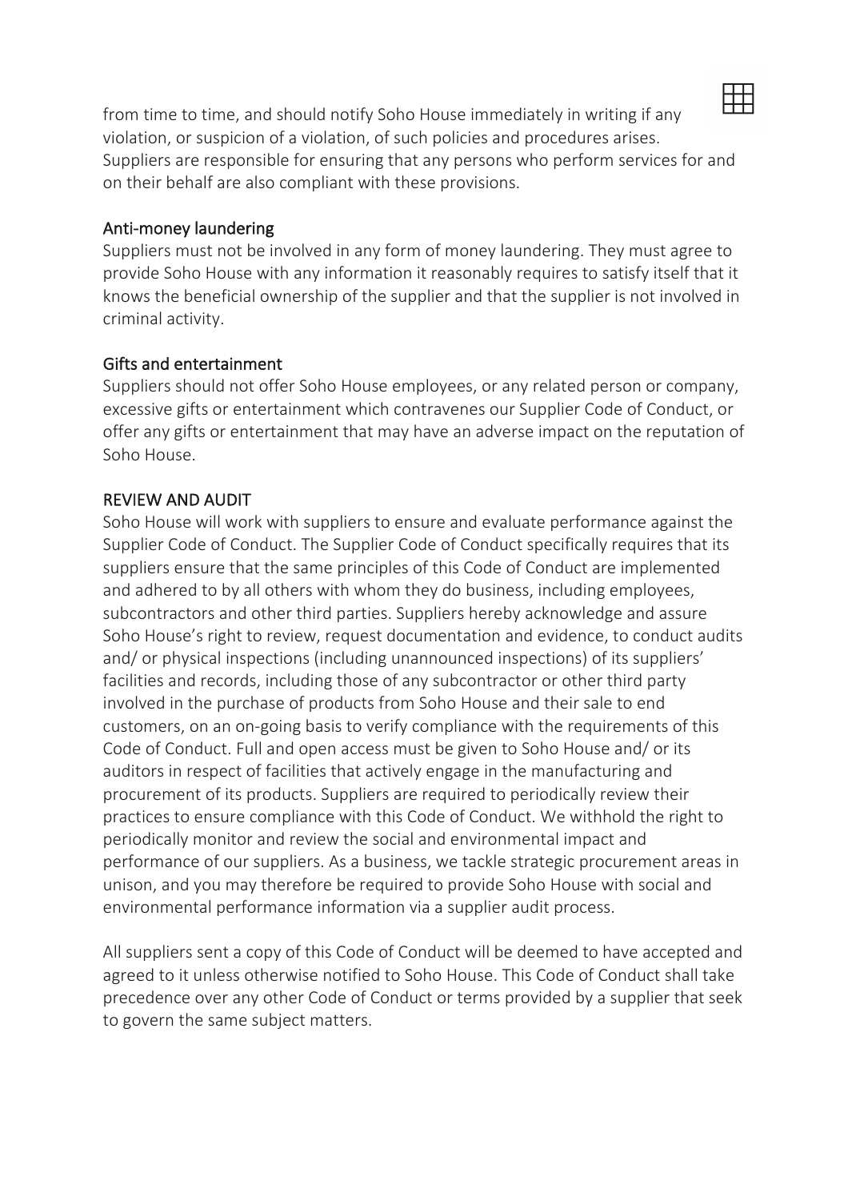from time to time, and should notify Soho House immediately in writing if any violation, or suspicion of a violation, of such policies and procedures arises. Suppliers are responsible for ensuring that any persons who perform services for and on their behalf are also compliant with these provisions.

### Anti-money laundering

Suppliers must not be involved in any form of money laundering. They must agree to provide Soho House with any information it reasonably requires to satisfy itself that it knows the beneficial ownership of the supplier and that the supplier is not involved in criminal activity.

### Gifts and entertainment

Suppliers should not offer Soho House employees, or any related person or company, excessive gifts or entertainment which contravenes our Supplier Code of Conduct, or offer any gifts or entertainment that may have an adverse impact on the reputation of Soho House.

## REVIEW AND AUDIT

Soho House will work with suppliers to ensure and evaluate performance against the Supplier Code of Conduct. The Supplier Code of Conduct specifically requires that its suppliers ensure that the same principles of this Code of Conduct are implemented and adhered to by all others with whom they do business, including employees, subcontractors and other third parties. Suppliers hereby acknowledge and assure Soho House's right to review, request documentation and evidence, to conduct audits and/ or physical inspections (including unannounced inspections) of its suppliers' facilities and records, including those of any subcontractor or other third party involved in the purchase of products from Soho House and their sale to end customers, on an on-going basis to verify compliance with the requirements of this Code of Conduct. Full and open access must be given to Soho House and/ or its auditors in respect of facilities that actively engage in the manufacturing and procurement of its products. Suppliers are required to periodically review their practices to ensure compliance with this Code of Conduct. We withhold the right to periodically monitor and review the social and environmental impact and performance of our suppliers. As a business, we tackle strategic procurement areas in unison, and you may therefore be required to provide Soho House with social and environmental performance information via a supplier audit process.

All suppliers sent a copy of this Code of Conduct will be deemed to have accepted and agreed to it unless otherwise notified to Soho House. This Code of Conduct shall take precedence over any other Code of Conduct or terms provided by a supplier that seek to govern the same subject matters.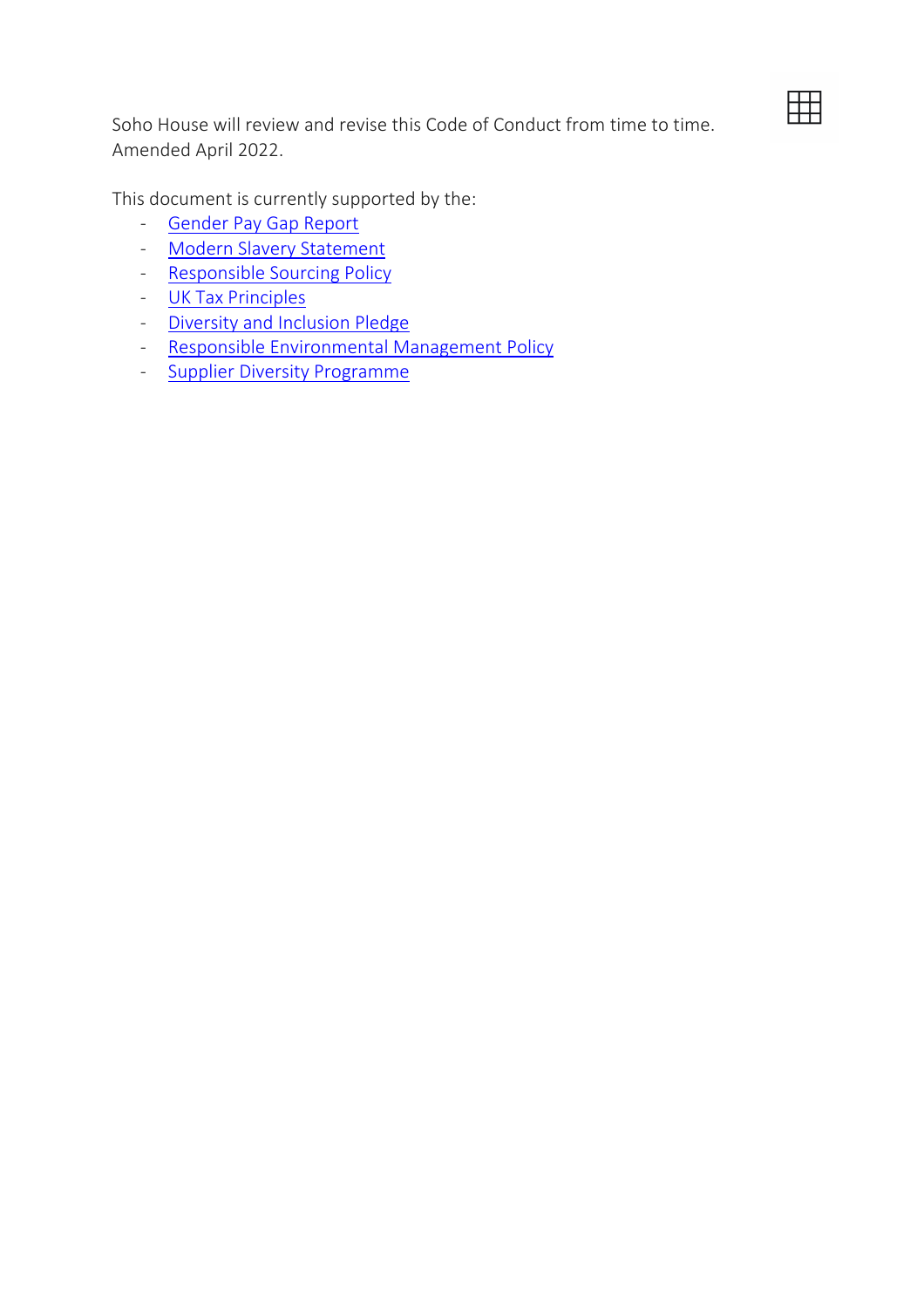Soho House will review and revise this Code of Conduct from time to time.
Amended April 2022.

This document is currently supported by the:

- Gender Pay Gap Report
- Modern Slavery Statement
- Responsible Sourcing Policy
- UK Tax Principles
- Diversity and Inclusion Pledge
- Responsible Environmental Management Policy
- Supplier Diversity Programme